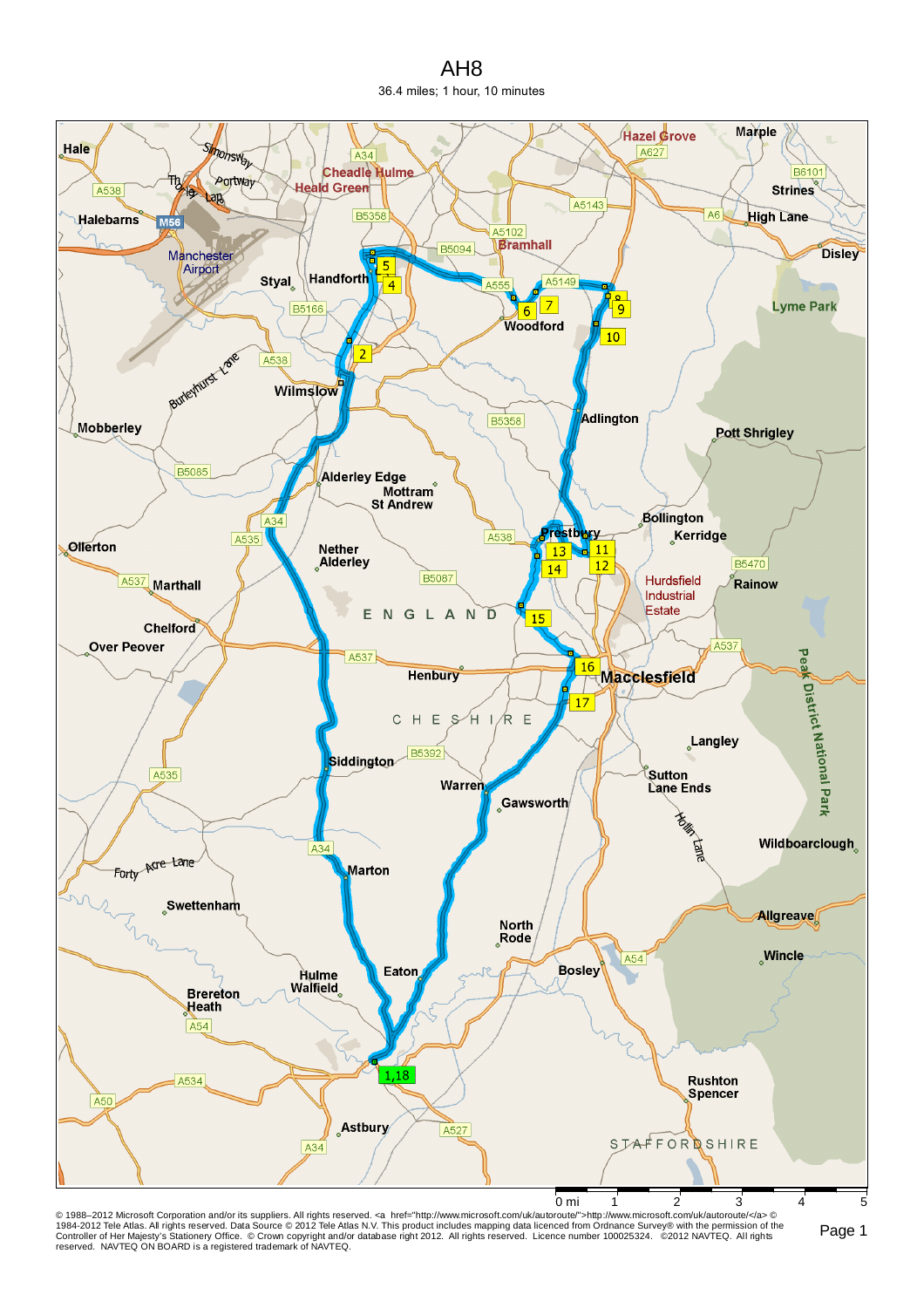# AH8

36.4 miles; 1 hour, 10 minutes

© 1988–2012 Microsoft Corporation and/or its suppliers. All rights reserved. <a href="http://www.microsoft.com/uk/autoroute/">http://www.microsoft.com/uk/autoroute/</a> © 1984-2012 Tele Atlas. All rights reserved. Data Source © 2012 Tele Atlas N.V. This product includes mapping data licenced from Ordnance Survey® with the permission of the Controller of Her Majesty's Stationery Office. © Crown copyright and/or database right 2012. All rights reserved. Licence number 100025324. ©2012 NAVTEQ. All rights reserved. NAVTEQ ON BOARD is a registered trademark of NAVTEQ.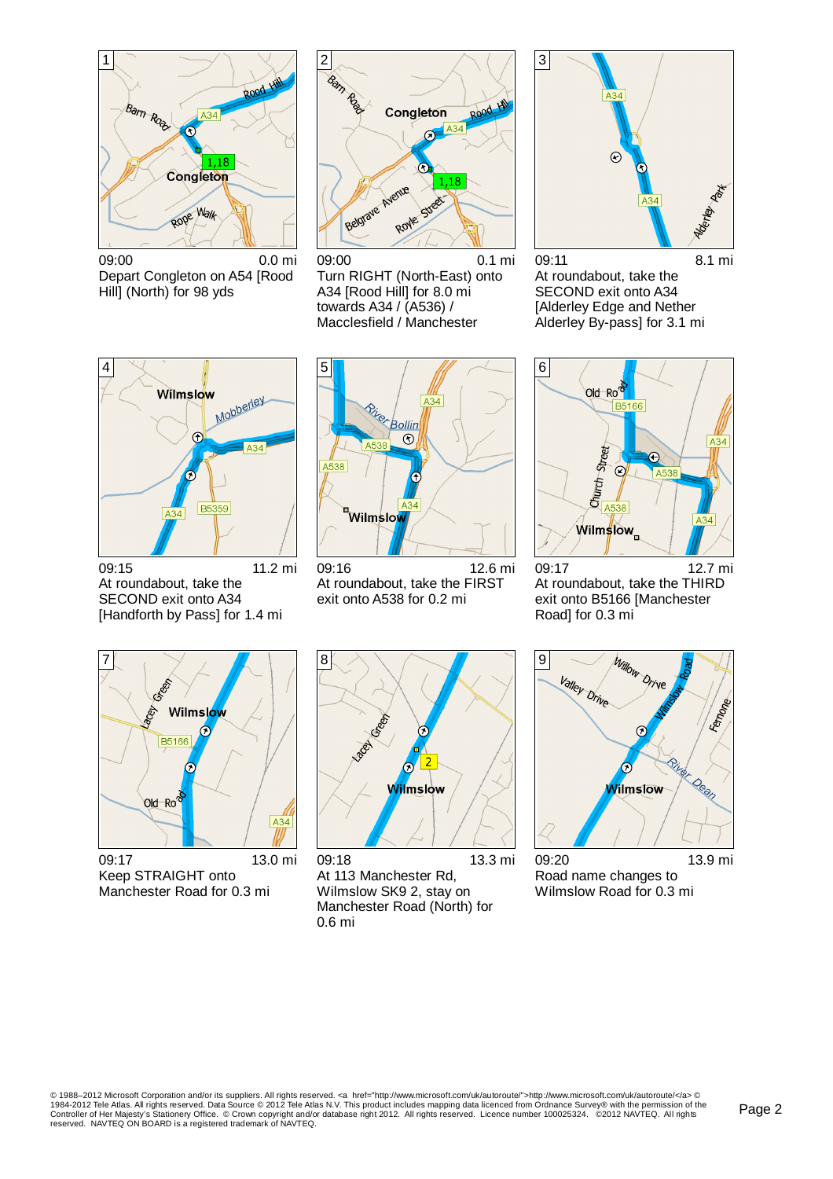1

09:00 0.0 mi

Depart Congleton on A54 [Rood Hill] (North) for 98 yds

2

09:00 0.1 mi

Turn RIGHT (North-East) onto A34 [Rood Hill] for 8.0 mi towards A34 / (A536) / Macclesfield / Manchester

3

09:11 8.1 mi

At roundabout, take the SECOND exit onto A34 [Alderley Edge and Nether Alderley By-pass] for 3.1 mi

4

09:15 11.2 mi

At roundabout, take the SECOND exit onto A34 [Handforth by Pass] for 1.4 mi

5

09:16 12.6 mi

At roundabout, take the FIRST exit onto A538 for 0.2 mi

6

09:17 12.7 mi

At roundabout, take the THIRD exit onto B5166 [Manchester Road] for 0.3 mi

7

09:17 13.0 mi

Keep STRAIGHT onto Manchester Road for 0.3 mi

8

09:18 13.3 mi

At 113 Manchester Rd, Wilmslow SK9 2, stay on Manchester Road (North) for 0.6 mi

9

09:20 13.9 mi

Road name changes to Wilmslow Road for 0.3 mi

© 1988–2012 Microsoft Corporation and/or its suppliers. All rights reserved. <a href="http://www.microsoft.com/uk/autoroute/">http://www.microsoft.com/uk/autoroute/</a> © 1984-2012 Tele Atlas. All rights reserved. Data Source © 2012 Tele Atlas N.V. This product includes mapping data licenced from Ordnance Survey® with the permission of the Controller of Her Majesty's Stationery Office. © Crown copyright and/or database right 2012. All rights reserved. Licence number 100025324. ©2012 NAVTEQ. All rights reserved. NAVTEQ ON BOARD is a registered trademark of NAVTEQ.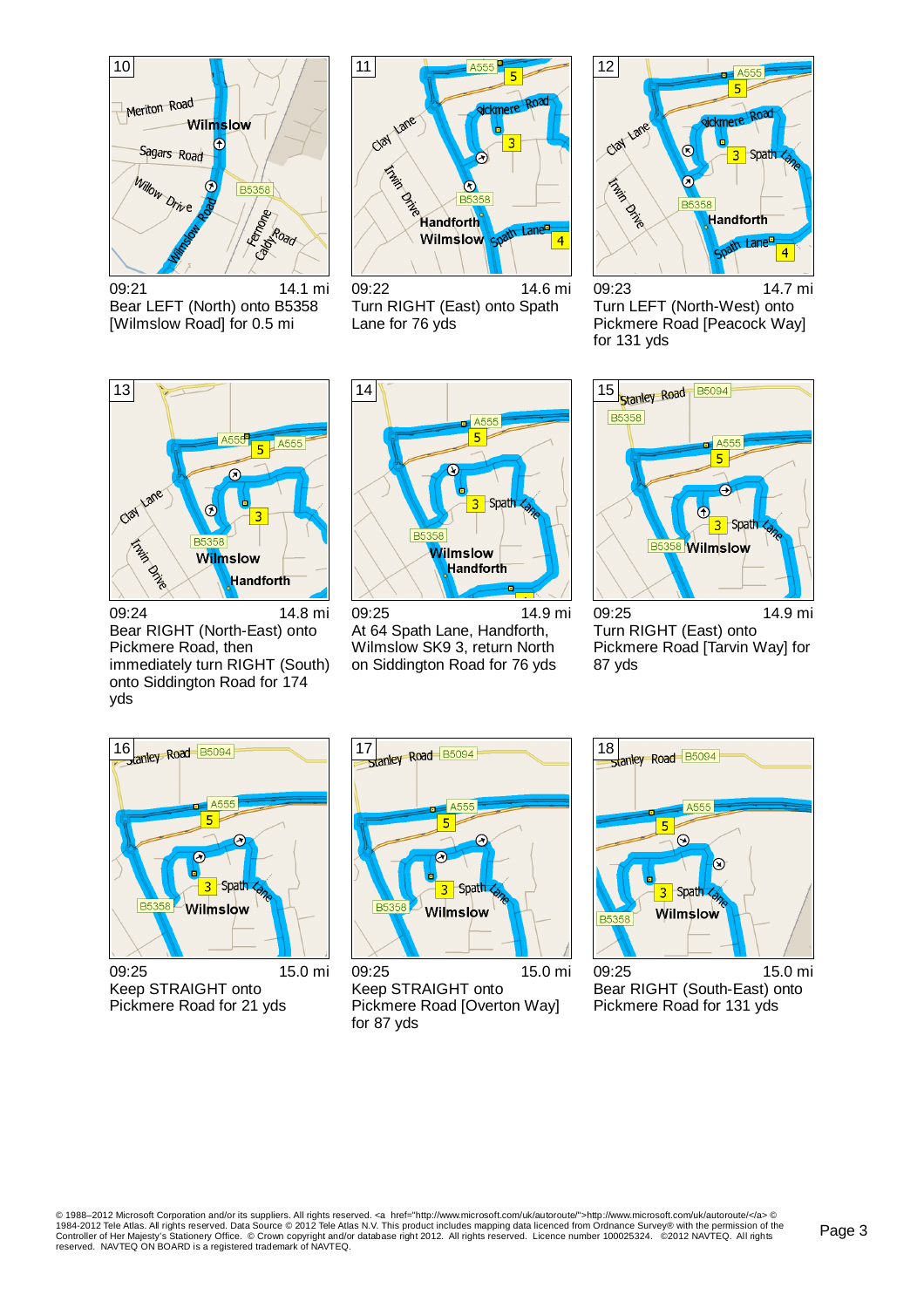**10**

09:21 — 14.1 mi

Bear LEFT (North) onto B5358 [Wilmslow Road] for 0.5 mi

**11**

09:22 — 14.6 mi

Turn RIGHT (East) onto Spath Lane for 76 yds

**12**

09:23 — 14.7 mi

Turn LEFT (North-West) onto Pickmere Road [Peacock Way] for 131 yds

**13**

09:24 — 14.8 mi

Bear RIGHT (North-East) onto Pickmere Road, then immediately turn RIGHT (South) onto Siddington Road for 174 yds

**14**

09:25 — 14.9 mi

At 64 Spath Lane, Handforth, Wilmslow SK9 3, return North on Siddington Road for 76 yds

**15**

09:25 — 14.9 mi

Turn RIGHT (East) onto Pickmere Road [Tarvin Way] for 87 yds

**16**

09:25 — 15.0 mi

Keep STRAIGHT onto Pickmere Road for 21 yds

**17**

09:25 — 15.0 mi

Keep STRAIGHT onto Pickmere Road [Overton Way] for 87 yds

**18**

09:25 — 15.0 mi

Bear RIGHT (South-East) onto Pickmere Road for 131 yds

© 1988–2012 Microsoft Corporation and/or its suppliers. All rights reserved. <a href="http://www.microsoft.com/uk/autoroute/">http://www.microsoft.com/uk/autoroute/</a> © 1984-2012 Tele Atlas. All rights reserved. Data Source © 2012 Tele Atlas N.V. This product includes mapping data licenced from Ordnance Survey® with the permission of the Controller of Her Majesty's Stationery Office. © Crown copyright and/or database right 2012. All rights reserved. Licence number 100025324. ©2012 NAVTEQ. All rights reserved. NAVTEQ ON BOARD is a registered trademark of NAVTEQ.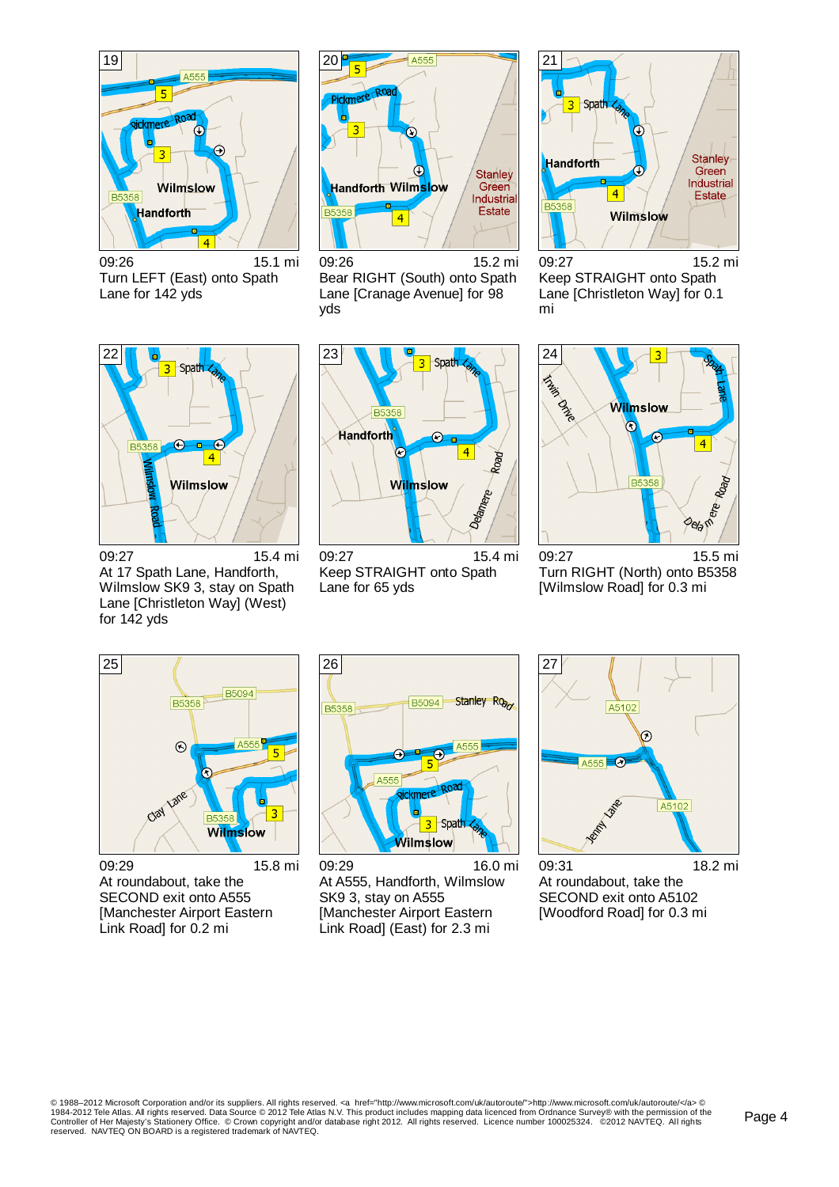**19**

09:26 — 15.1 mi

Turn LEFT (East) onto Spath Lane for 142 yds

**20**

09:26 — 15.2 mi

Bear RIGHT (South) onto Spath Lane [Cranage Avenue] for 98 yds

**21**

09:27 — 15.2 mi

Keep STRAIGHT onto Spath Lane [Christleton Way] for 0.1 mi

**22**

09:27 — 15.4 mi

At 17 Spath Lane, Handforth, Wilmslow SK9 3, stay on Spath Lane [Christleton Way] (West) for 142 yds

**23**

09:27 — 15.4 mi

Keep STRAIGHT onto Spath Lane for 65 yds

**24**

09:27 — 15.5 mi

Turn RIGHT (North) onto B5358 [Wilmslow Road] for 0.3 mi

**25**

09:29 — 15.8 mi

At roundabout, take the SECOND exit onto A555 [Manchester Airport Eastern Link Road] for 0.2 mi

**26**

09:29 — 16.0 mi

At A555, Handforth, Wilmslow SK9 3, stay on A555 [Manchester Airport Eastern Link Road] (East) for 2.3 mi

**27**

09:31 — 18.2 mi

At roundabout, take the SECOND exit onto A5102 [Woodford Road] for 0.3 mi

© 1988–2012 Microsoft Corporation and/or its suppliers. All rights reserved. <a href="http://www.microsoft.com/uk/autoroute/">http://www.microsoft.com/uk/autoroute/</a> © 1984-2012 Tele Atlas. All rights reserved. Data Source © 2012 Tele Atlas N.V. This product includes mapping data licenced from Ordnance Survey® with the permission of the Controller of Her Majesty's Stationery Office. © Crown copyright and/or database right 2012. All rights reserved. Licence number 100025324. ©2012 NAVTEQ. All rights reserved. NAVTEQ ON BOARD is a registered trademark of NAVTEQ.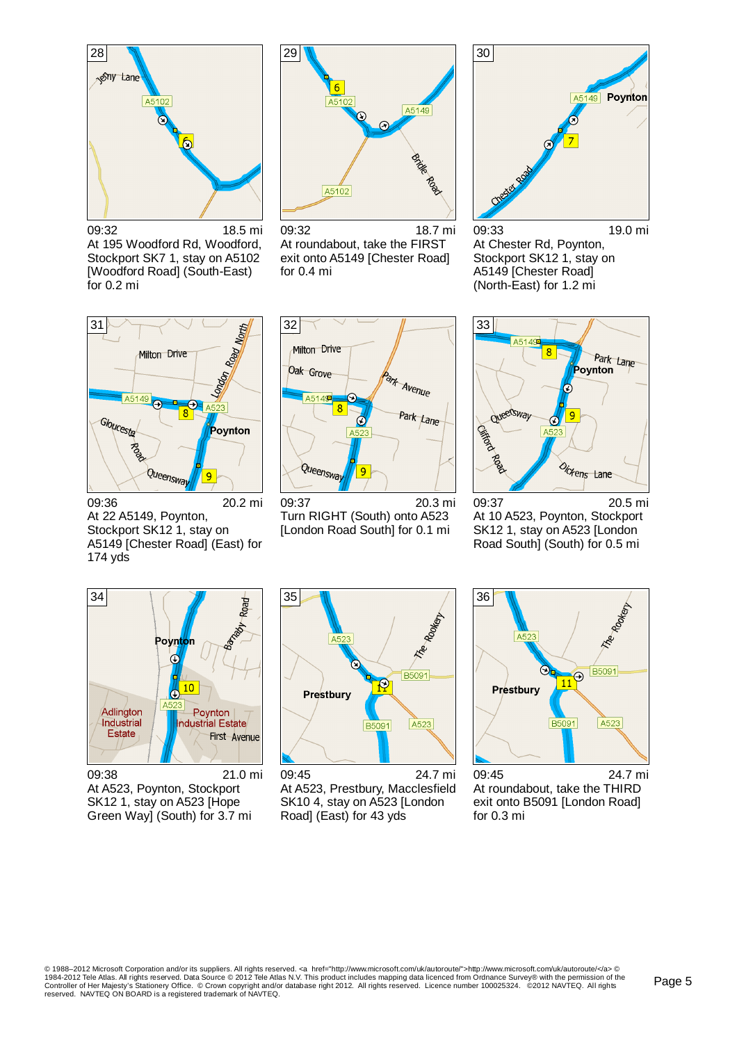**28**

09:32 — 18.5 mi

At 195 Woodford Rd, Woodford, Stockport SK7 1, stay on A5102 [Woodford Road] (South-East) for 0.2 mi

**29**

09:32 — 18.7 mi

At roundabout, take the FIRST exit onto A5149 [Chester Road] for 0.4 mi

**30**

09:33 — 19.0 mi

At Chester Rd, Poynton, Stockport SK12 1, stay on A5149 [Chester Road] (North-East) for 1.2 mi

**31**

09:36 — 20.2 mi

At 22 A5149, Poynton, Stockport SK12 1, stay on A5149 [Chester Road] (East) for 174 yds

**32**

09:37 — 20.3 mi

Turn RIGHT (South) onto A523 [London Road South] for 0.1 mi

**33**

09:37 — 20.5 mi

At 10 A523, Poynton, Stockport SK12 1, stay on A523 [London Road South] (South) for 0.5 mi

**34**

09:38 — 21.0 mi

At A523, Poynton, Stockport SK12 1, stay on A523 [Hope Green Way] (South) for 3.7 mi

**35**

09:45 — 24.7 mi

At A523, Prestbury, Macclesfield SK10 4, stay on A523 [London Road] (East) for 43 yds

**36**

09:45 — 24.7 mi

At roundabout, take the THIRD exit onto B5091 [London Road] for 0.3 mi

© 1988–2012 Microsoft Corporation and/or its suppliers. All rights reserved. <a href="http://www.microsoft.com/uk/autoroute/">http://www.microsoft.com/uk/autoroute/</a> © 1984-2012 Tele Atlas. All rights reserved. Data Source © 2012 Tele Atlas N.V. This product includes mapping data licenced from Ordnance Survey® with the permission of the Controller of Her Majesty's Stationery Office. © Crown copyright and/or database right 2012. All rights reserved. Licence number 100025324. ©2012 NAVTEQ. All rights reserved. NAVTEQ ON BOARD is a registered trademark of NAVTEQ.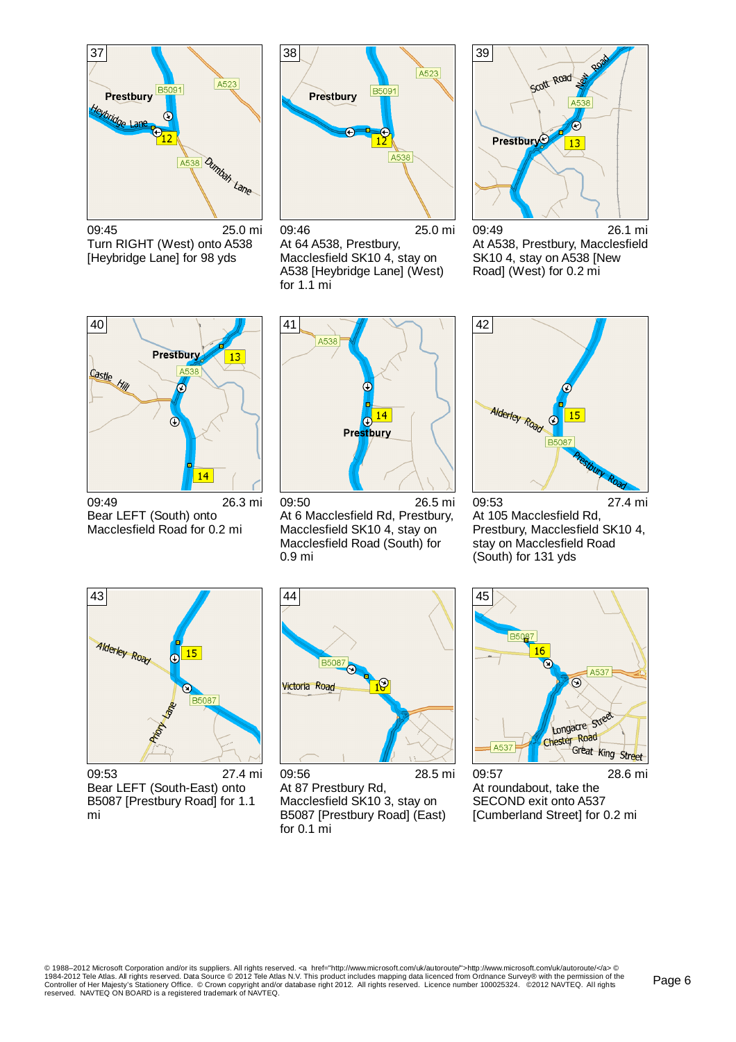**37**

09:45 — 25.0 mi

Turn RIGHT (West) onto A538 [Heybridge Lane] for 98 yds

**38**

09:46 — 25.0 mi

At 64 A538, Prestbury, Macclesfield SK10 4, stay on A538 [Heybridge Lane] (West) for 1.1 mi

**39**

09:49 — 26.1 mi

At A538, Prestbury, Macclesfield SK10 4, stay on A538 [New Road] (West) for 0.2 mi

**40**

09:49 — 26.3 mi

Bear LEFT (South) onto Macclesfield Road for 0.2 mi

**41**

09:50 — 26.5 mi

At 6 Macclesfield Rd, Prestbury, Macclesfield SK10 4, stay on Macclesfield Road (South) for 0.9 mi

**42**

09:53 — 27.4 mi

At 105 Macclesfield Rd, Prestbury, Macclesfield SK10 4, stay on Macclesfield Road (South) for 131 yds

**43**

09:53 — 27.4 mi

Bear LEFT (South-East) onto B5087 [Prestbury Road] for 1.1 mi

**44**

09:56 — 28.5 mi

At 87 Prestbury Rd, Macclesfield SK10 3, stay on B5087 [Prestbury Road] (East) for 0.1 mi

**45**

09:57 — 28.6 mi

At roundabout, take the SECOND exit onto A537 [Cumberland Street] for 0.2 mi

© 1988–2012 Microsoft Corporation and/or its suppliers. All rights reserved. <a href="http://www.microsoft.com/uk/autoroute/">http://www.microsoft.com/uk/autoroute/</a> © 1984-2012 Tele Atlas. All rights reserved. Data Source © 2012 Tele Atlas N.V. This product includes mapping data licenced from Ordnance Survey® with the permission of the Controller of Her Majesty's Stationery Office. © Crown copyright and/or database right 2012. All rights reserved. Licence number 100025324. ©2012 NAVTEQ. All rights reserved. NAVTEQ ON BOARD is a registered trademark of NAVTEQ.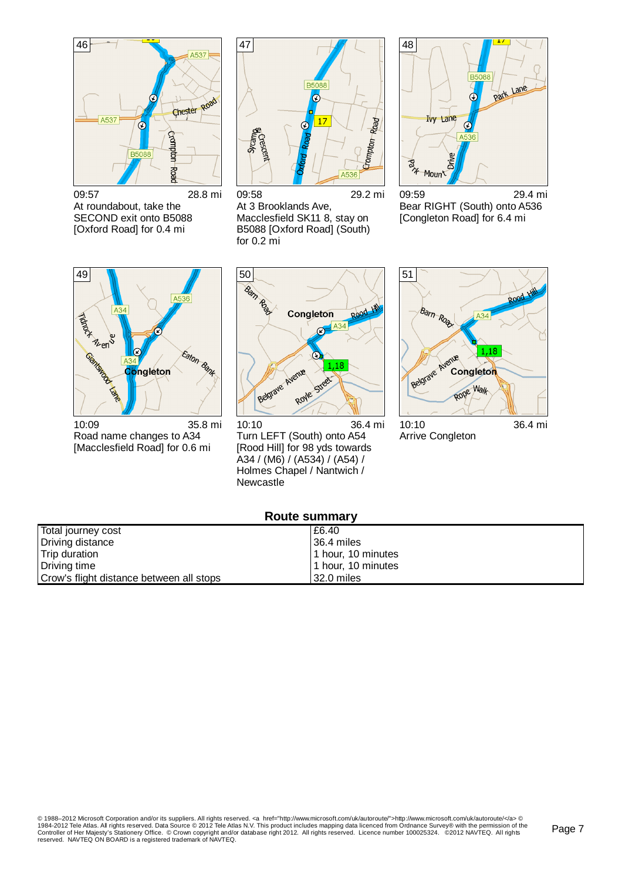46

09:57 28.8 mi

At roundabout, take the SECOND exit onto B5088 [Oxford Road] for 0.4 mi

47

09:58 29.2 mi

At 3 Brooklands Ave, Macclesfield SK11 8, stay on B5088 [Oxford Road] (South) for 0.2 mi

48

09:59 29.4 mi

Bear RIGHT (South) onto A536 [Congleton Road] for 6.4 mi

49

10:09 35.8 mi

Road name changes to A34 [Macclesfield Road] for 0.6 mi

50

10:10 36.4 mi

Turn LEFT (South) onto A54 [Rood Hill] for 98 yds towards A34 / (M6) / (A534) / (A54) / Holmes Chapel / Nantwich / Newcastle

51

10:10 36.4 mi

Arrive Congleton

## Route summary

| | |
|---|---|
| Total journey cost | £6.40 |
| Driving distance | 36.4 miles |
| Trip duration | 1 hour, 10 minutes |
| Driving time | 1 hour, 10 minutes |
| Crow's flight distance between all stops | 32.0 miles |

© 1988–2012 Microsoft Corporation and/or its suppliers. All rights reserved. <a href="http://www.microsoft.com/uk/autoroute/">http://www.microsoft.com/uk/autoroute/</a> © 1984-2012 Tele Atlas. All rights reserved. Data Source © 2012 Tele Atlas N.V. This product includes mapping data licenced from Ordnance Survey® with the permission of the Controller of Her Majesty's Stationery Office. © Crown copyright and/or database right 2012. All rights reserved. Licence number 100025324. ©2012 NAVTEQ. All rights reserved. NAVTEQ ON BOARD is a registered trademark of NAVTEQ.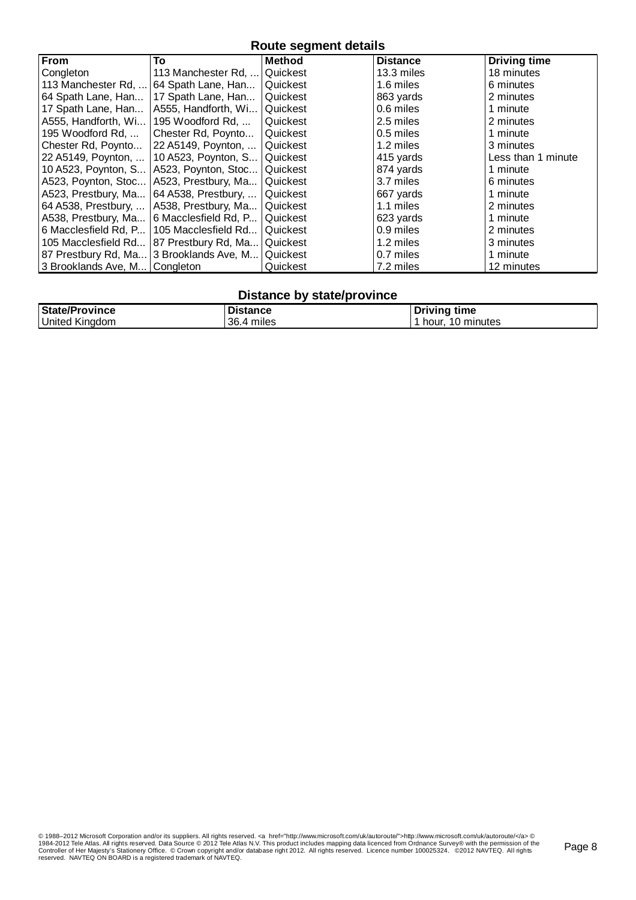## Route segment details

| From | To | Method | Distance | Driving time |
|---|---|---|---|---|
| Congleton | 113 Manchester Rd, ... | Quickest | 13.3 miles | 18 minutes |
| 113 Manchester Rd, ... | 64 Spath Lane, Han... | Quickest | 1.6 miles | 6 minutes |
| 64 Spath Lane, Han... | 17 Spath Lane, Han... | Quickest | 863 yards | 2 minutes |
| 17 Spath Lane, Han... | A555, Handforth, Wi... | Quickest | 0.6 miles | 1 minute |
| A555, Handforth, Wi... | 195 Woodford Rd, ... | Quickest | 2.5 miles | 2 minutes |
| 195 Woodford Rd, ... | Chester Rd, Poynto... | Quickest | 0.5 miles | 1 minute |
| Chester Rd, Poynto... | 22 A5149, Poynton, ... | Quickest | 1.2 miles | 3 minutes |
| 22 A5149, Poynton, ... | 10 A523, Poynton, S... | Quickest | 415 yards | Less than 1 minute |
| 10 A523, Poynton, S... | A523, Poynton, Stoc... | Quickest | 874 yards | 1 minute |
| A523, Poynton, Stoc... | A523, Prestbury, Ma... | Quickest | 3.7 miles | 6 minutes |
| A523, Prestbury, Ma... | 64 A538, Prestbury, ... | Quickest | 667 yards | 1 minute |
| 64 A538, Prestbury, ... | A538, Prestbury, Ma... | Quickest | 1.1 miles | 2 minutes |
| A538, Prestbury, Ma... | 6 Macclesfield Rd, P... | Quickest | 623 yards | 1 minute |
| 6 Macclesfield Rd, P... | 105 Macclesfield Rd... | Quickest | 0.9 miles | 2 minutes |
| 105 Macclesfield Rd... | 87 Prestbury Rd, Ma... | Quickest | 1.2 miles | 3 minutes |
| 87 Prestbury Rd, Ma... | 3 Brooklands Ave, M... | Quickest | 0.7 miles | 1 minute |
| 3 Brooklands Ave, M... | Congleton | Quickest | 7.2 miles | 12 minutes |

## Distance by state/province

| State/Province | Distance | Driving time |
|---|---|---|
| United Kingdom | 36.4 miles | 1 hour, 10 minutes |

© 1988–2012 Microsoft Corporation and/or its suppliers. All rights reserved. <a href="http://www.microsoft.com/uk/autoroute/">http://www.microsoft.com/uk/autoroute/</a> © 1984-2012 Tele Atlas. All rights reserved. Data Source © 2012 Tele Atlas N.V. This product includes mapping data licenced from Ordnance Survey® with the permission of the Controller of Her Majesty's Stationery Office. © Crown copyright and/or database right 2012. All rights reserved. Licence number 100025324. ©2012 NAVTEQ. All rights reserved. NAVTEQ ON BOARD is a registered trademark of NAVTEQ.